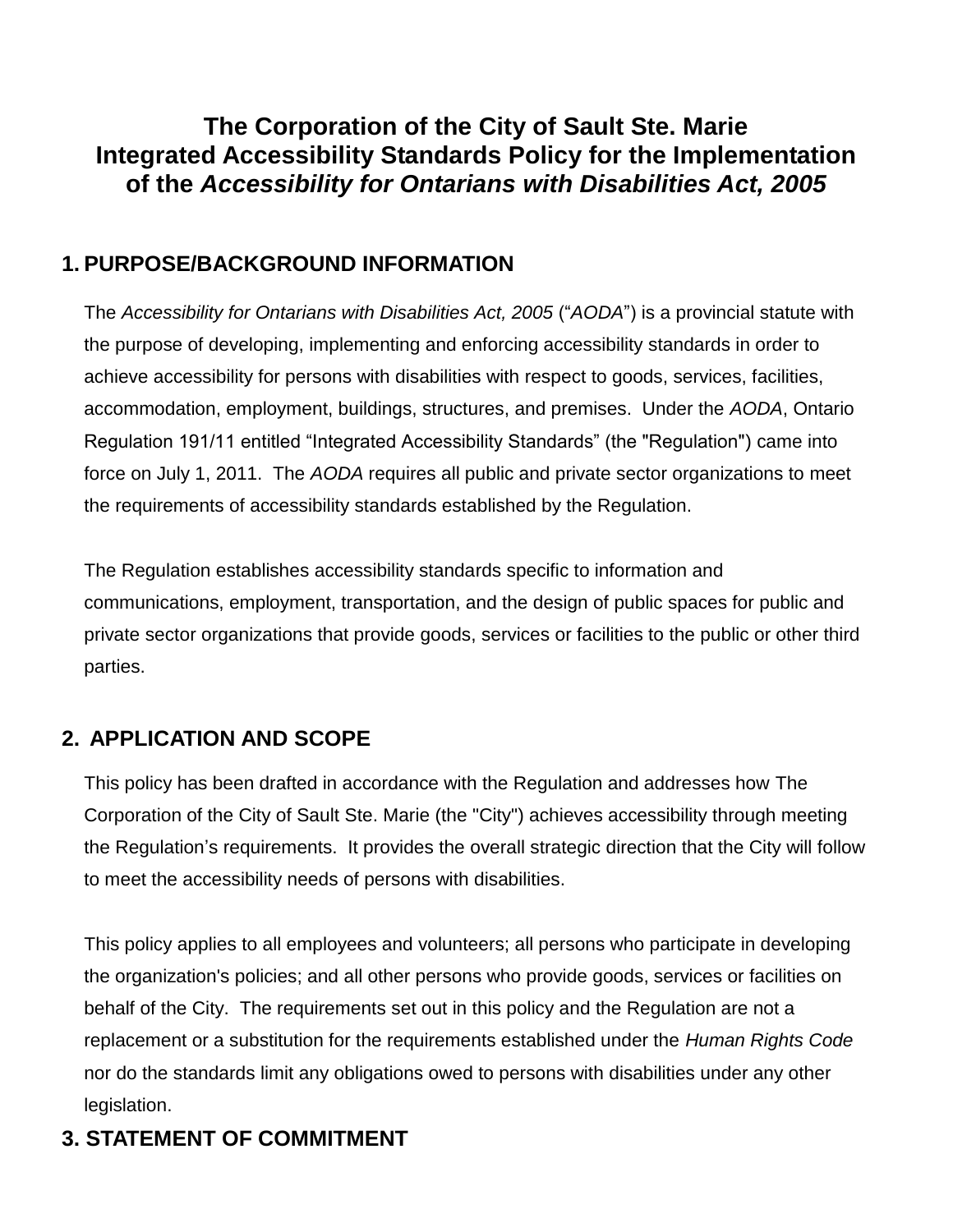# The Corporation of the City of Sault Ste. Marie Integrated Accessibility Standards Policy for the Implementation of the *Accessibility for Ontarians with Disabilities Act, 2005*

## 1. PURPOSE/BACKGROUND INFORMATION

The *Accessibility for Ontarians with Disabilities Act, 2005* ("*AODA*") is a provincial statute with the purpose of developing, implementing and enforcing accessibility standards in order to achieve accessibility for persons with disabilities with respect to goods, services, facilities, accommodation, employment, buildings, structures, and premises. Under the *AODA*, Ontario Regulation 191/11 entitled "Integrated Accessibility Standards" (the "Regulation") came into force on July 1, 2011. The *AODA* requires all public and private sector organizations to meet the requirements of accessibility standards established by the Regulation.

The Regulation establishes accessibility standards specific to information and communications, employment, transportation, and the design of public spaces for public and private sector organizations that provide goods, services or facilities to the public or other third parties.

## 2. APPLICATION AND SCOPE

This policy has been drafted in accordance with the Regulation and addresses how The Corporation of the City of Sault Ste. Marie (the "City") achieves accessibility through meeting the Regulation's requirements. It provides the overall strategic direction that the City will follow to meet the accessibility needs of persons with disabilities.

This policy applies to all employees and volunteers; all persons who participate in developing the organization's policies; and all other persons who provide goods, services or facilities on behalf of the City. The requirements set out in this policy and the Regulation are not a replacement or a substitution for the requirements established under the *Human Rights Code* nor do the standards limit any obligations owed to persons with disabilities under any other legislation.

## 3. STATEMENT OF COMMITMENT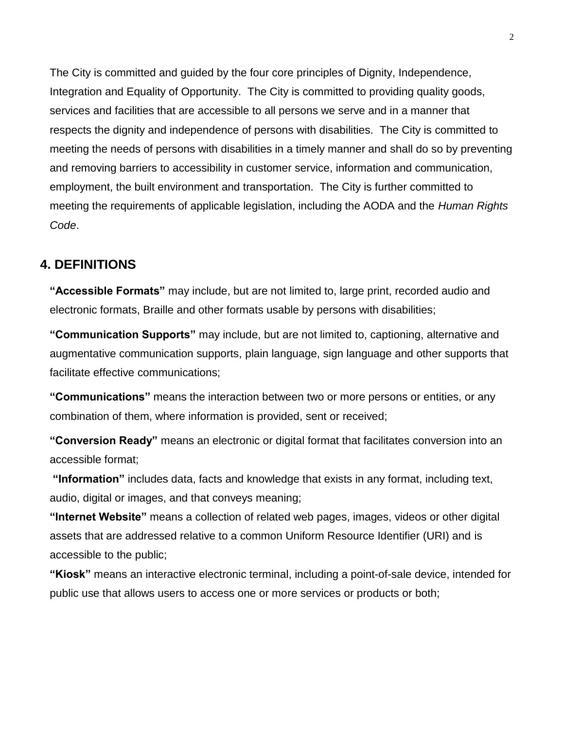The City is committed and guided by the four core principles of Dignity, Independence, Integration and Equality of Opportunity. The City is committed to providing quality goods, services and facilities that are accessible to all persons we serve and in a manner that respects the dignity and independence of persons with disabilities. The City is committed to meeting the needs of persons with disabilities in a timely manner and shall do so by preventing and removing barriers to accessibility in customer service, information and communication, employment, the built environment and transportation. The City is further committed to meeting the requirements of applicable legislation, including the AODA and the *Human Rights Code*.

## 4. DEFINITIONS

**"Accessible Formats"** may include, but are not limited to, large print, recorded audio and electronic formats, Braille and other formats usable by persons with disabilities;

**"Communication Supports"** may include, but are not limited to, captioning, alternative and augmentative communication supports, plain language, sign language and other supports that facilitate effective communications;

**"Communications"** means the interaction between two or more persons or entities, or any combination of them, where information is provided, sent or received;

**"Conversion Ready"** means an electronic or digital format that facilitates conversion into an accessible format;

**"Information"** includes data, facts and knowledge that exists in any format, including text, audio, digital or images, and that conveys meaning;

**"Internet Website"** means a collection of related web pages, images, videos or other digital assets that are addressed relative to a common Uniform Resource Identifier (URI) and is accessible to the public;

**"Kiosk"** means an interactive electronic terminal, including a point-of-sale device, intended for public use that allows users to access one or more services or products or both;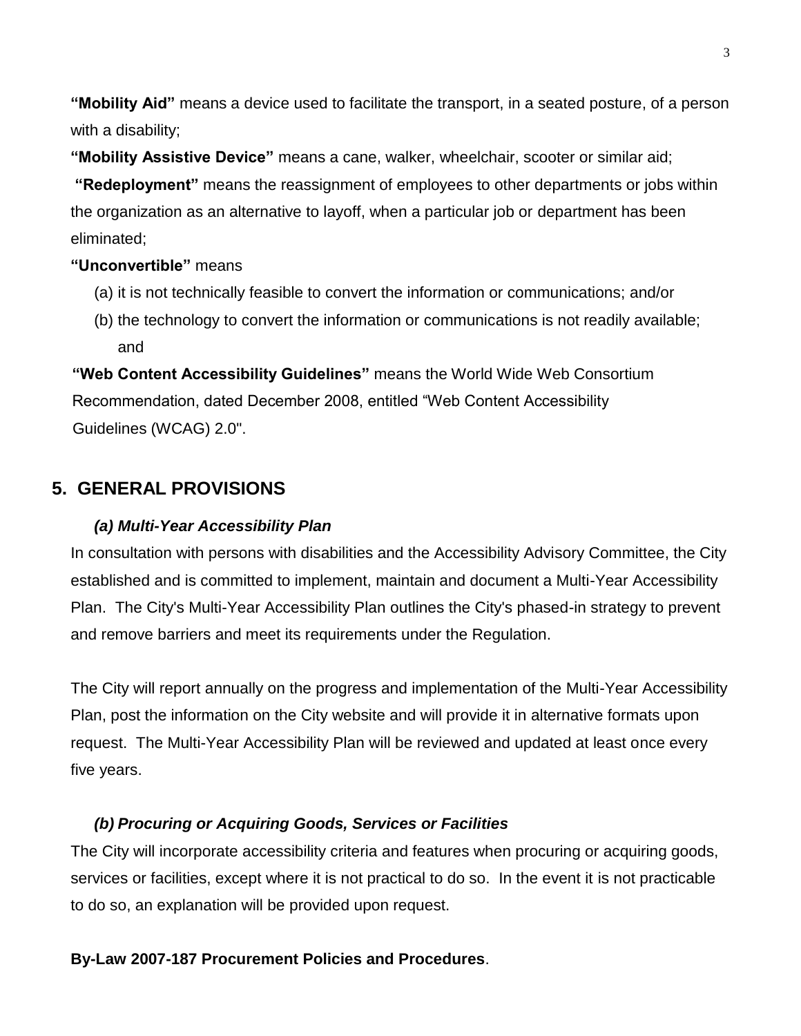**"Mobility Aid"** means a device used to facilitate the transport, in a seated posture, of a person with a disability;

**"Mobility Assistive Device"** means a cane, walker, wheelchair, scooter or similar aid;

**"Redeployment"** means the reassignment of employees to other departments or jobs within the organization as an alternative to layoff, when a particular job or department has been eliminated;

**"Unconvertible"** means

(a) it is not technically feasible to convert the information or communications; and/or

(b) the technology to convert the information or communications is not readily available; and

**"Web Content Accessibility Guidelines"** means the World Wide Web Consortium Recommendation, dated December 2008, entitled "Web Content Accessibility Guidelines (WCAG) 2.0".

## 5. GENERAL PROVISIONS

### *(a) Multi-Year Accessibility Plan*

In consultation with persons with disabilities and the Accessibility Advisory Committee, the City established and is committed to implement, maintain and document a Multi-Year Accessibility Plan. The City's Multi-Year Accessibility Plan outlines the City's phased-in strategy to prevent and remove barriers and meet its requirements under the Regulation.

The City will report annually on the progress and implementation of the Multi-Year Accessibility Plan, post the information on the City website and will provide it in alternative formats upon request. The Multi-Year Accessibility Plan will be reviewed and updated at least once every five years.

### *(b) Procuring or Acquiring Goods, Services or Facilities*

The City will incorporate accessibility criteria and features when procuring or acquiring goods, services or facilities, except where it is not practical to do so. In the event it is not practicable to do so, an explanation will be provided upon request.

**By-Law 2007-187 Procurement Policies and Procedures**.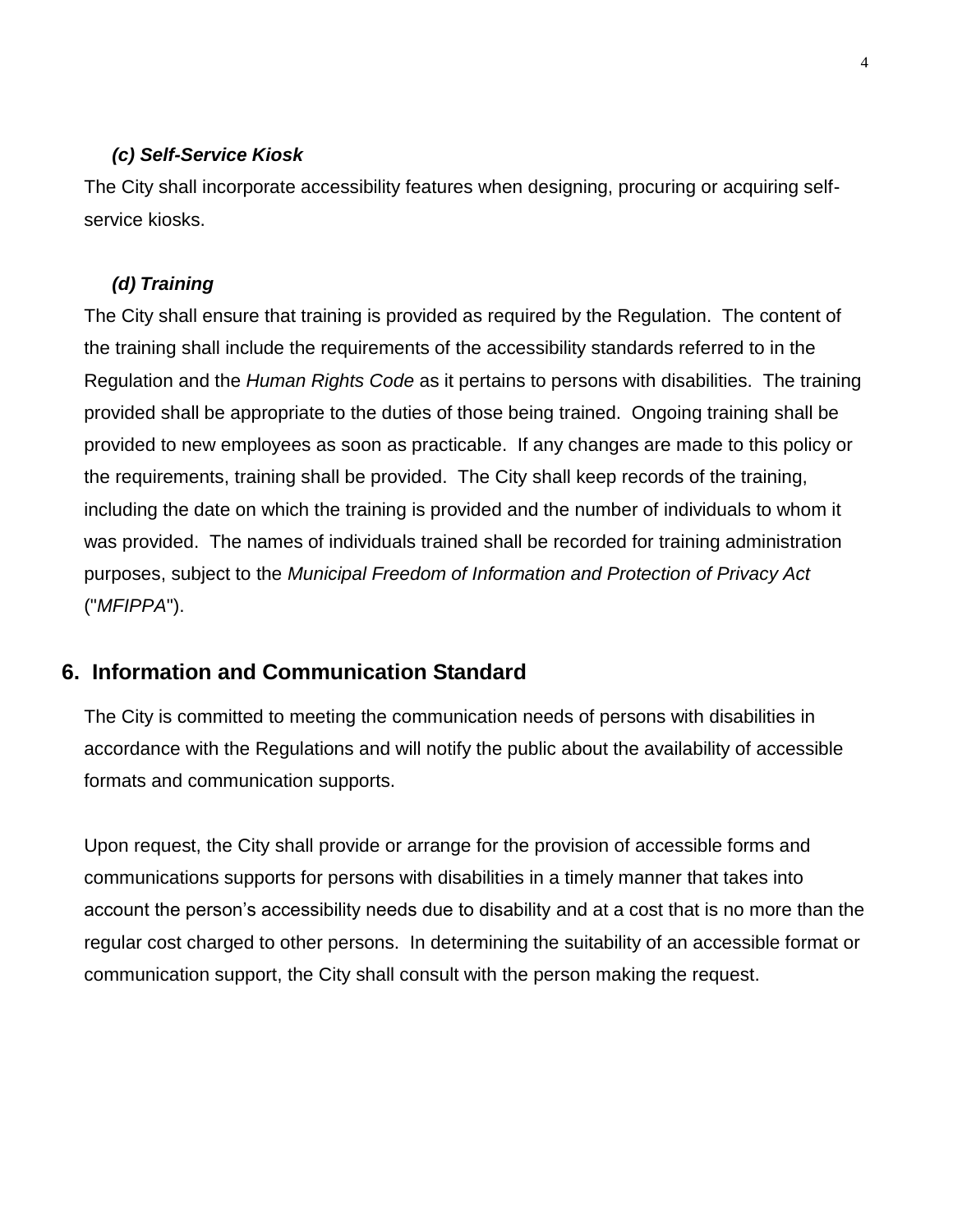### *(c) Self-Service Kiosk*

The City shall incorporate accessibility features when designing, procuring or acquiring self-service kiosks.

### *(d) Training*

The City shall ensure that training is provided as required by the Regulation. The content of the training shall include the requirements of the accessibility standards referred to in the Regulation and the *Human Rights Code* as it pertains to persons with disabilities. The training provided shall be appropriate to the duties of those being trained. Ongoing training shall be provided to new employees as soon as practicable. If any changes are made to this policy or the requirements, training shall be provided. The City shall keep records of the training, including the date on which the training is provided and the number of individuals to whom it was provided. The names of individuals trained shall be recorded for training administration purposes, subject to the *Municipal Freedom of Information and Protection of Privacy Act* ("*MFIPPA*").

## 6. Information and Communication Standard

The City is committed to meeting the communication needs of persons with disabilities in accordance with the Regulations and will notify the public about the availability of accessible formats and communication supports.

Upon request, the City shall provide or arrange for the provision of accessible forms and communications supports for persons with disabilities in a timely manner that takes into account the person's accessibility needs due to disability and at a cost that is no more than the regular cost charged to other persons. In determining the suitability of an accessible format or communication support, the City shall consult with the person making the request.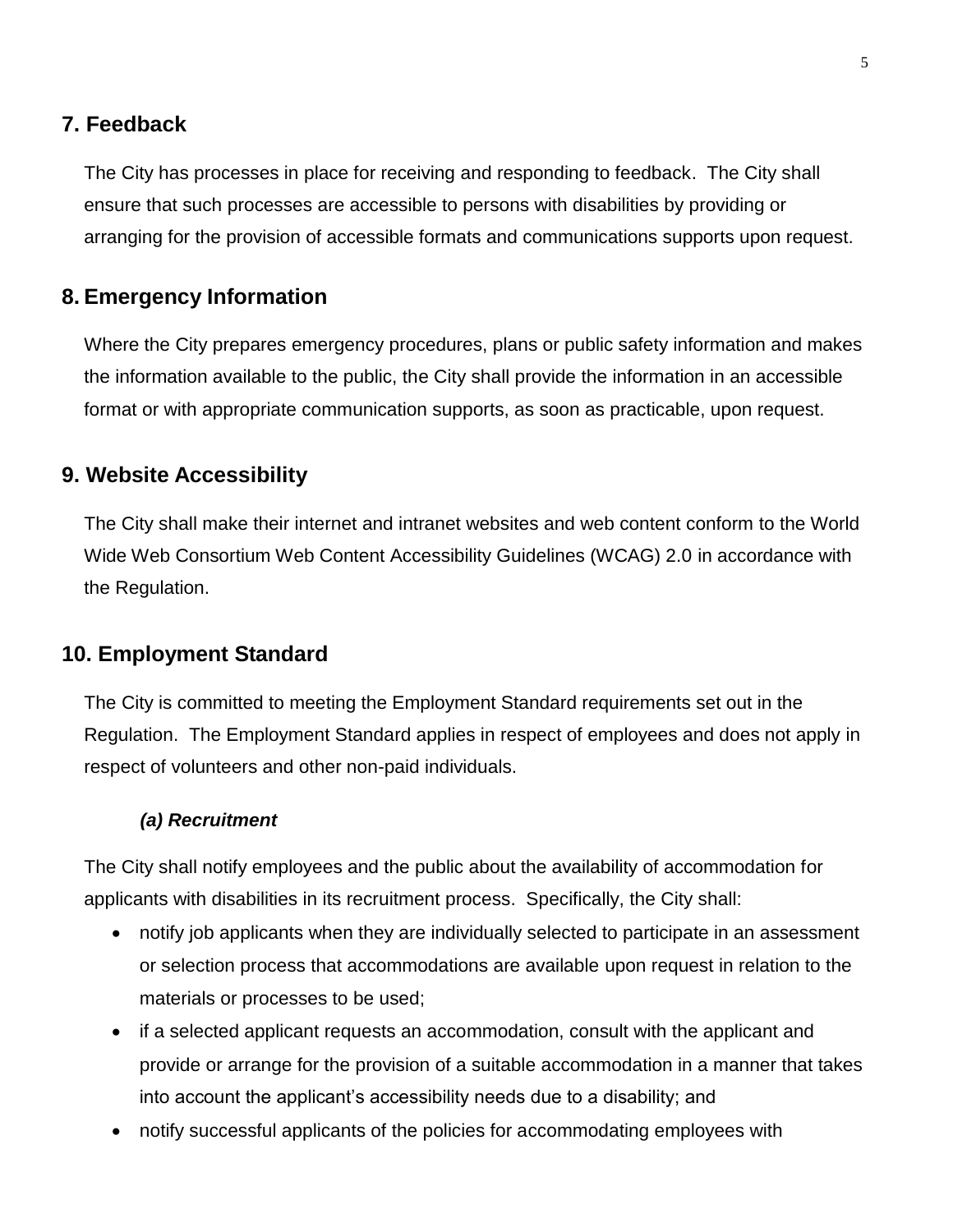## 7. Feedback

The City has processes in place for receiving and responding to feedback. The City shall ensure that such processes are accessible to persons with disabilities by providing or arranging for the provision of accessible formats and communications supports upon request.

## 8. Emergency Information

Where the City prepares emergency procedures, plans or public safety information and makes the information available to the public, the City shall provide the information in an accessible format or with appropriate communication supports, as soon as practicable, upon request.

## 9. Website Accessibility

The City shall make their internet and intranet websites and web content conform to the World Wide Web Consortium Web Content Accessibility Guidelines (WCAG) 2.0 in accordance with the Regulation.

## 10. Employment Standard

The City is committed to meeting the Employment Standard requirements set out in the Regulation. The Employment Standard applies in respect of employees and does not apply in respect of volunteers and other non-paid individuals.

### *(a) Recruitment*

The City shall notify employees and the public about the availability of accommodation for applicants with disabilities in its recruitment process. Specifically, the City shall:

- notify job applicants when they are individually selected to participate in an assessment or selection process that accommodations are available upon request in relation to the materials or processes to be used;
- if a selected applicant requests an accommodation, consult with the applicant and provide or arrange for the provision of a suitable accommodation in a manner that takes into account the applicant's accessibility needs due to a disability; and
- notify successful applicants of the policies for accommodating employees with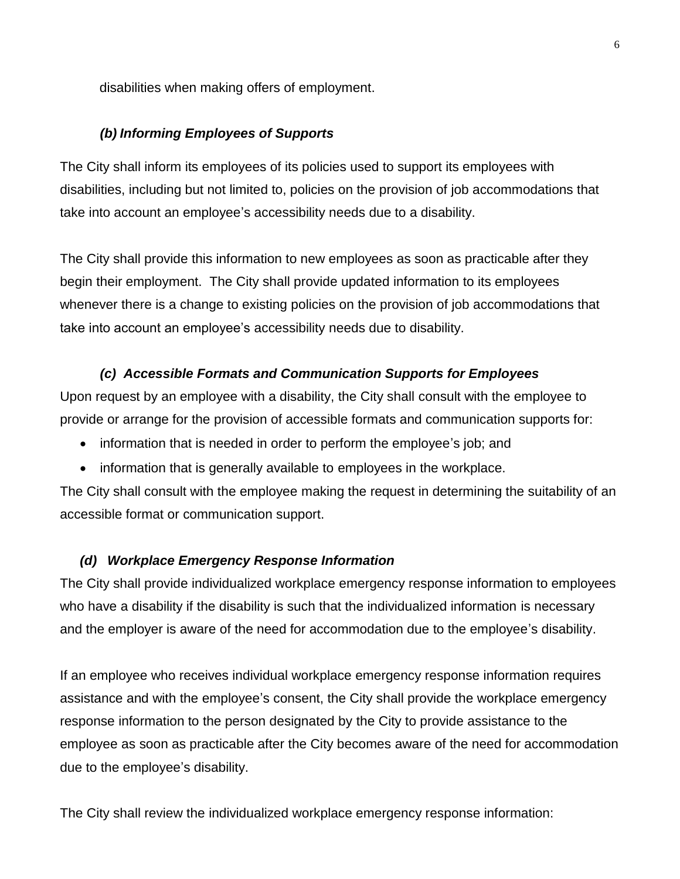disabilities when making offers of employment.

### *(b) Informing Employees of Supports*

The City shall inform its employees of its policies used to support its employees with disabilities, including but not limited to, policies on the provision of job accommodations that take into account an employee's accessibility needs due to a disability.

The City shall provide this information to new employees as soon as practicable after they begin their employment. The City shall provide updated information to its employees whenever there is a change to existing policies on the provision of job accommodations that take into account an employee's accessibility needs due to disability.

### *(c) Accessible Formats and Communication Supports for Employees*

Upon request by an employee with a disability, the City shall consult with the employee to provide or arrange for the provision of accessible formats and communication supports for:

- information that is needed in order to perform the employee's job; and
- information that is generally available to employees in the workplace.

The City shall consult with the employee making the request in determining the suitability of an accessible format or communication support.

### *(d) Workplace Emergency Response Information*

The City shall provide individualized workplace emergency response information to employees who have a disability if the disability is such that the individualized information is necessary and the employer is aware of the need for accommodation due to the employee's disability.

If an employee who receives individual workplace emergency response information requires assistance and with the employee's consent, the City shall provide the workplace emergency response information to the person designated by the City to provide assistance to the employee as soon as practicable after the City becomes aware of the need for accommodation due to the employee's disability.

The City shall review the individualized workplace emergency response information: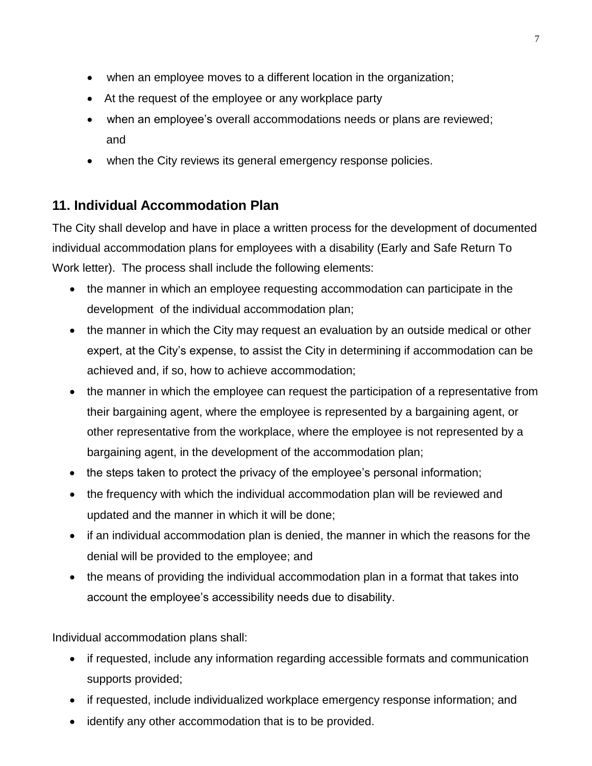- when an employee moves to a different location in the organization;
- At the request of the employee or any workplace party
- when an employee's overall accommodations needs or plans are reviewed; and
- when the City reviews its general emergency response policies.

## 11. Individual Accommodation Plan

The City shall develop and have in place a written process for the development of documented individual accommodation plans for employees with a disability (Early and Safe Return To Work letter). The process shall include the following elements:

- the manner in which an employee requesting accommodation can participate in the development of the individual accommodation plan;
- the manner in which the City may request an evaluation by an outside medical or other expert, at the City's expense, to assist the City in determining if accommodation can be achieved and, if so, how to achieve accommodation;
- the manner in which the employee can request the participation of a representative from their bargaining agent, where the employee is represented by a bargaining agent, or other representative from the workplace, where the employee is not represented by a bargaining agent, in the development of the accommodation plan;
- the steps taken to protect the privacy of the employee's personal information;
- the frequency with which the individual accommodation plan will be reviewed and updated and the manner in which it will be done;
- if an individual accommodation plan is denied, the manner in which the reasons for the denial will be provided to the employee; and
- the means of providing the individual accommodation plan in a format that takes into account the employee's accessibility needs due to disability.

Individual accommodation plans shall:

- if requested, include any information regarding accessible formats and communication supports provided;
- if requested, include individualized workplace emergency response information; and
- identify any other accommodation that is to be provided.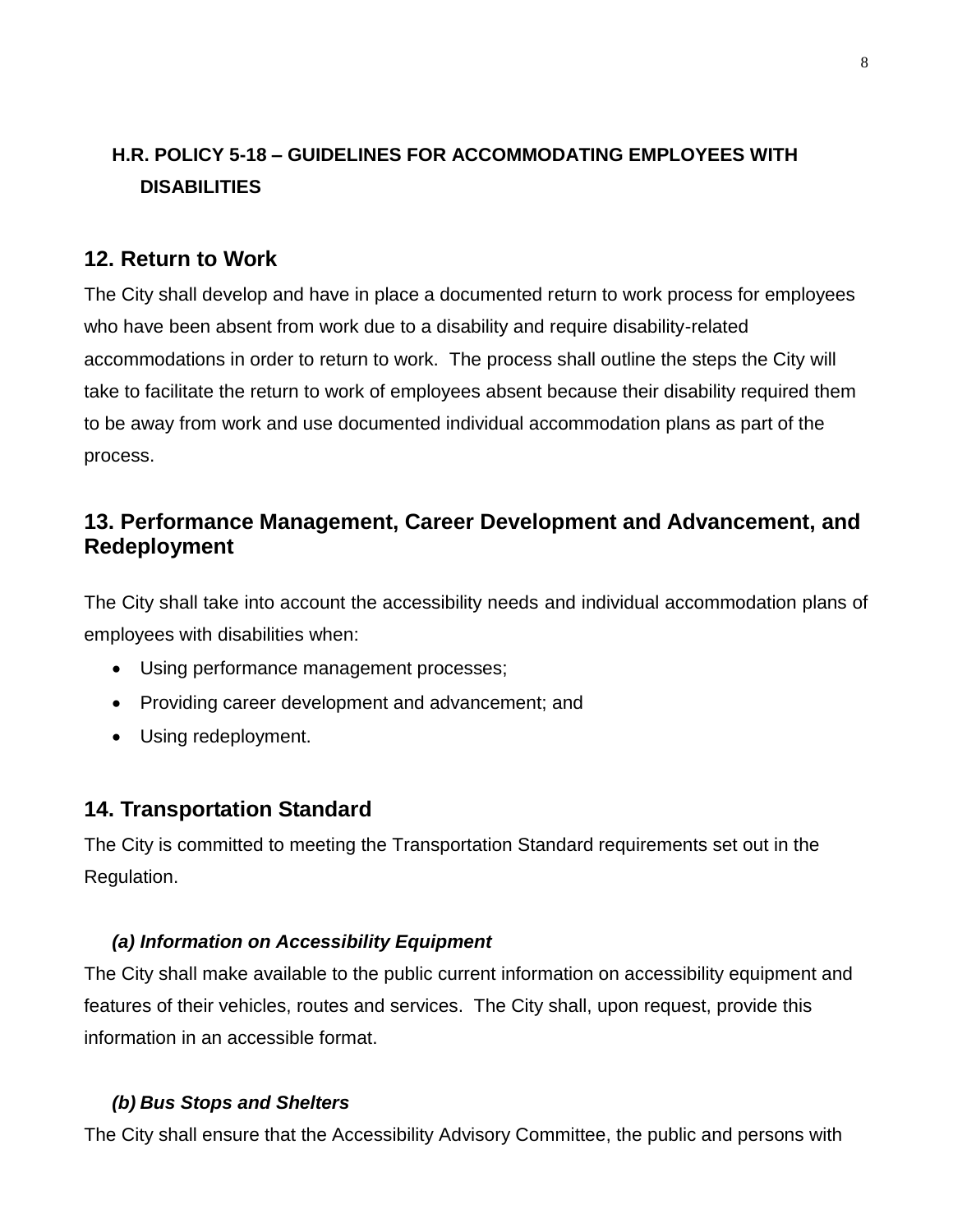**H.R. POLICY 5-18 – GUIDELINES FOR ACCOMMODATING EMPLOYEES WITH DISABILITIES**

## 12. Return to Work

The City shall develop and have in place a documented return to work process for employees who have been absent from work due to a disability and require disability-related accommodations in order to return to work. The process shall outline the steps the City will take to facilitate the return to work of employees absent because their disability required them to be away from work and use documented individual accommodation plans as part of the process.

## 13. Performance Management, Career Development and Advancement, and Redeployment

The City shall take into account the accessibility needs and individual accommodation plans of employees with disabilities when:

- Using performance management processes;
- Providing career development and advancement; and
- Using redeployment.

## 14. Transportation Standard

The City is committed to meeting the Transportation Standard requirements set out in the Regulation.

### *(a) Information on Accessibility Equipment*

The City shall make available to the public current information on accessibility equipment and features of their vehicles, routes and services. The City shall, upon request, provide this information in an accessible format.

### *(b) Bus Stops and Shelters*

The City shall ensure that the Accessibility Advisory Committee, the public and persons with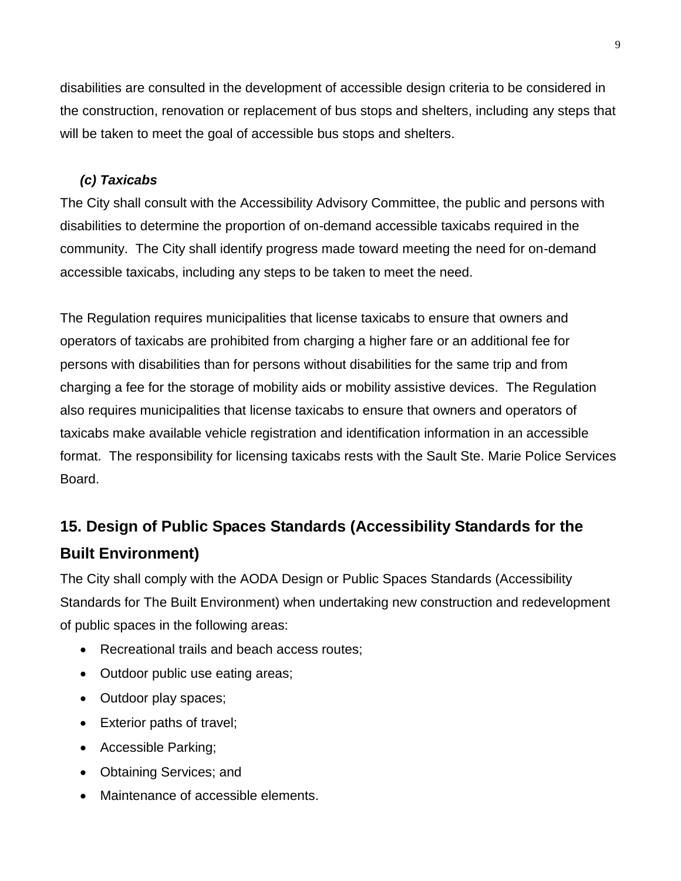disabilities are consulted in the development of accessible design criteria to be considered in the construction, renovation or replacement of bus stops and shelters, including any steps that will be taken to meet the goal of accessible bus stops and shelters.

***(c) Taxicabs***

The City shall consult with the Accessibility Advisory Committee, the public and persons with disabilities to determine the proportion of on-demand accessible taxicabs required in the community. The City shall identify progress made toward meeting the need for on-demand accessible taxicabs, including any steps to be taken to meet the need.

The Regulation requires municipalities that license taxicabs to ensure that owners and operators of taxicabs are prohibited from charging a higher fare or an additional fee for persons with disabilities than for persons without disabilities for the same trip and from charging a fee for the storage of mobility aids or mobility assistive devices. The Regulation also requires municipalities that license taxicabs to ensure that owners and operators of taxicabs make available vehicle registration and identification information in an accessible format. The responsibility for licensing taxicabs rests with the Sault Ste. Marie Police Services Board.

## 15. Design of Public Spaces Standards (Accessibility Standards for the Built Environment)

The City shall comply with the AODA Design or Public Spaces Standards (Accessibility Standards for The Built Environment) when undertaking new construction and redevelopment of public spaces in the following areas:

- Recreational trails and beach access routes;
- Outdoor public use eating areas;
- Outdoor play spaces;
- Exterior paths of travel;
- Accessible Parking;
- Obtaining Services; and
- Maintenance of accessible elements.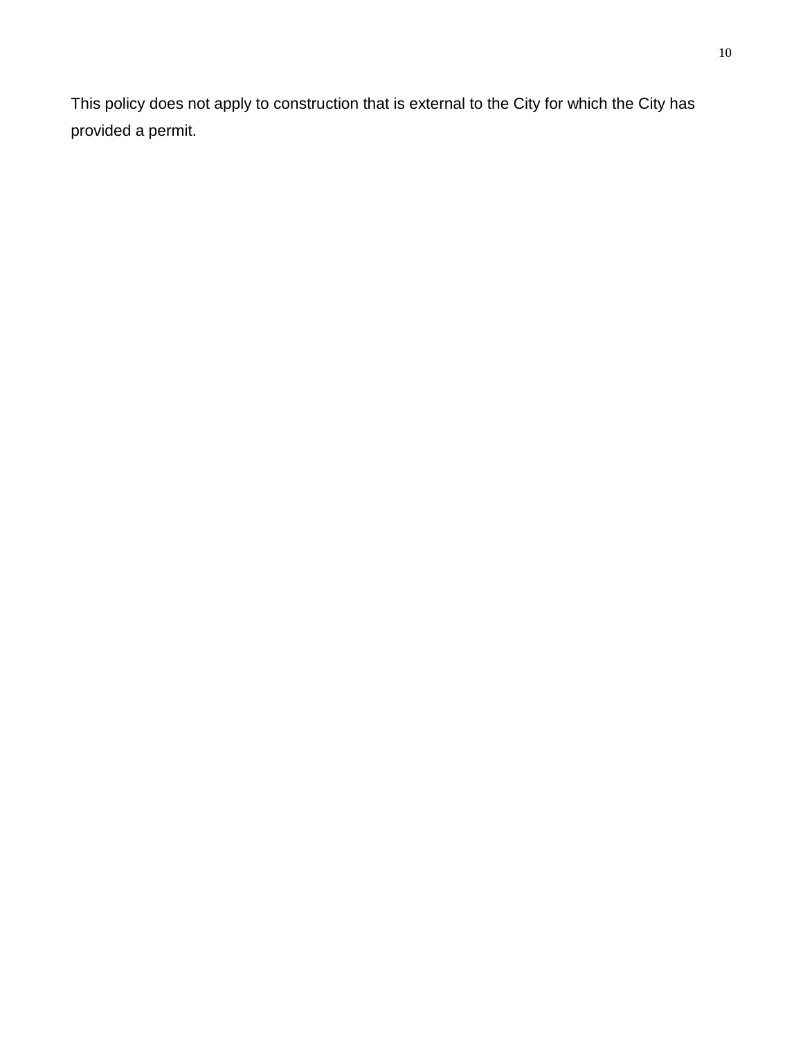This policy does not apply to construction that is external to the City for which the City has provided a permit.